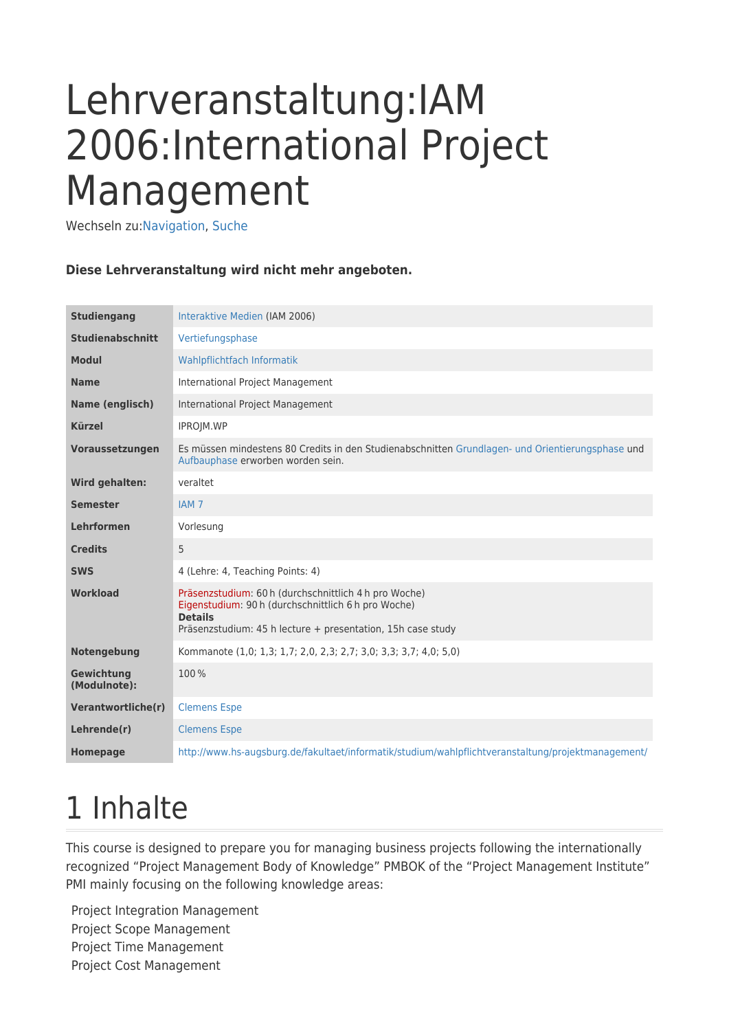# Lehrveranstaltung:IAM 2006:International Project Management

Wechseln zu:Navigation, Suche

**Diese Lehrveranstaltung wird nicht mehr angeboten.**

| | |
|---|---|
| **Studiengang** | Interaktive Medien (IAM 2006) |
| **Studienabschnitt** | Vertiefungsphase |
| **Modul** | Wahlpflichtfach Informatik |
| **Name** | International Project Management |
| **Name (englisch)** | International Project Management |
| **Kürzel** | IPROJM.WP |
| **Voraussetzungen** | Es müssen mindestens 80 Credits in den Studienabschnitten Grundlagen- und Orientierungsphase und Aufbauphase erworben worden sein. |
| **Wird gehalten:** | veraltet |
| **Semester** | IAM 7 |
| **Lehrformen** | Vorlesung |
| **Credits** | 5 |
| **SWS** | 4 (Lehre: 4, Teaching Points: 4) |
| **Workload** | Präsenzstudium: 60 h (durchschnittlich 4 h pro Woche)<br>Eigenstudium: 90 h (durchschnittlich 6 h pro Woche)<br>**Details**<br>Präsenzstudium: 45 h lecture + presentation, 15h case study |
| **Notengebung** | Kommanote (1,0; 1,3; 1,7; 2,0, 2,3; 2,7; 3,0; 3,3; 3,7; 4,0; 5,0) |
| **Gewichtung (Modulnote):** | 100 % |
| **Verantwortliche(r)** | Clemens Espe |
| **Lehrende(r)** | Clemens Espe |
| **Homepage** | http://www.hs-augsburg.de/fakultaet/informatik/studium/wahlpflichtveranstaltung/projektmanagement/ |

# 1 Inhalte

This course is designed to prepare you for managing business projects following the internationally recognized "Project Management Body of Knowledge" PMBOK of the "Project Management Institute" PMI mainly focusing on the following knowledge areas:

Project Integration Management
Project Scope Management
Project Time Management
Project Cost Management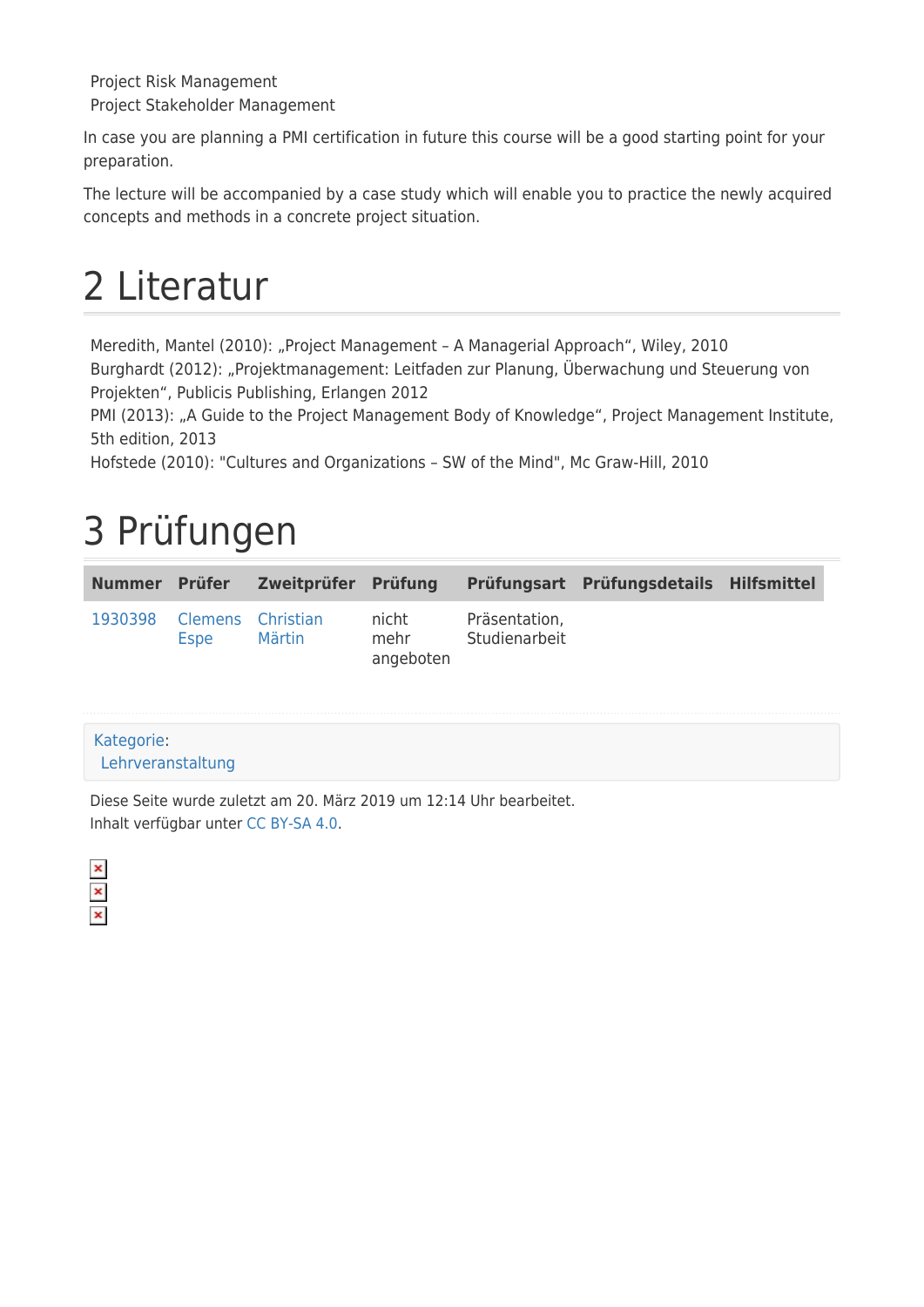Project Risk Management
Project Stakeholder Management

In case you are planning a PMI certification in future this course will be a good starting point for your preparation.

The lecture will be accompanied by a case study which will enable you to practice the newly acquired concepts and methods in a concrete project situation.

# 2 Literatur

Meredith, Mantel (2010): „Project Management – A Managerial Approach“, Wiley, 2010
Burghardt (2012): „Projektmanagement: Leitfaden zur Planung, Überwachung und Steuerung von Projekten“, Publicis Publishing, Erlangen 2012
PMI (2013): „A Guide to the Project Management Body of Knowledge“, Project Management Institute, 5th edition, 2013
Hofstede (2010): "Cultures and Organizations – SW of the Mind", Mc Graw-Hill, 2010

# 3 Prüfungen

| Nummer | Prüfer | Zweitprüfer | Prüfung | Prüfungsart | Prüfungsdetails | Hilfsmittel |
|---|---|---|---|---|---|---|
| 1930398 | Clemens Espe | Christian Märtin | nicht mehr angeboten | Präsentation, Studienarbeit | | |

Kategorie:
Lehrveranstaltung

Diese Seite wurde zuletzt am 20. März 2019 um 12:14 Uhr bearbeitet.
Inhalt verfügbar unter CC BY-SA 4.0.